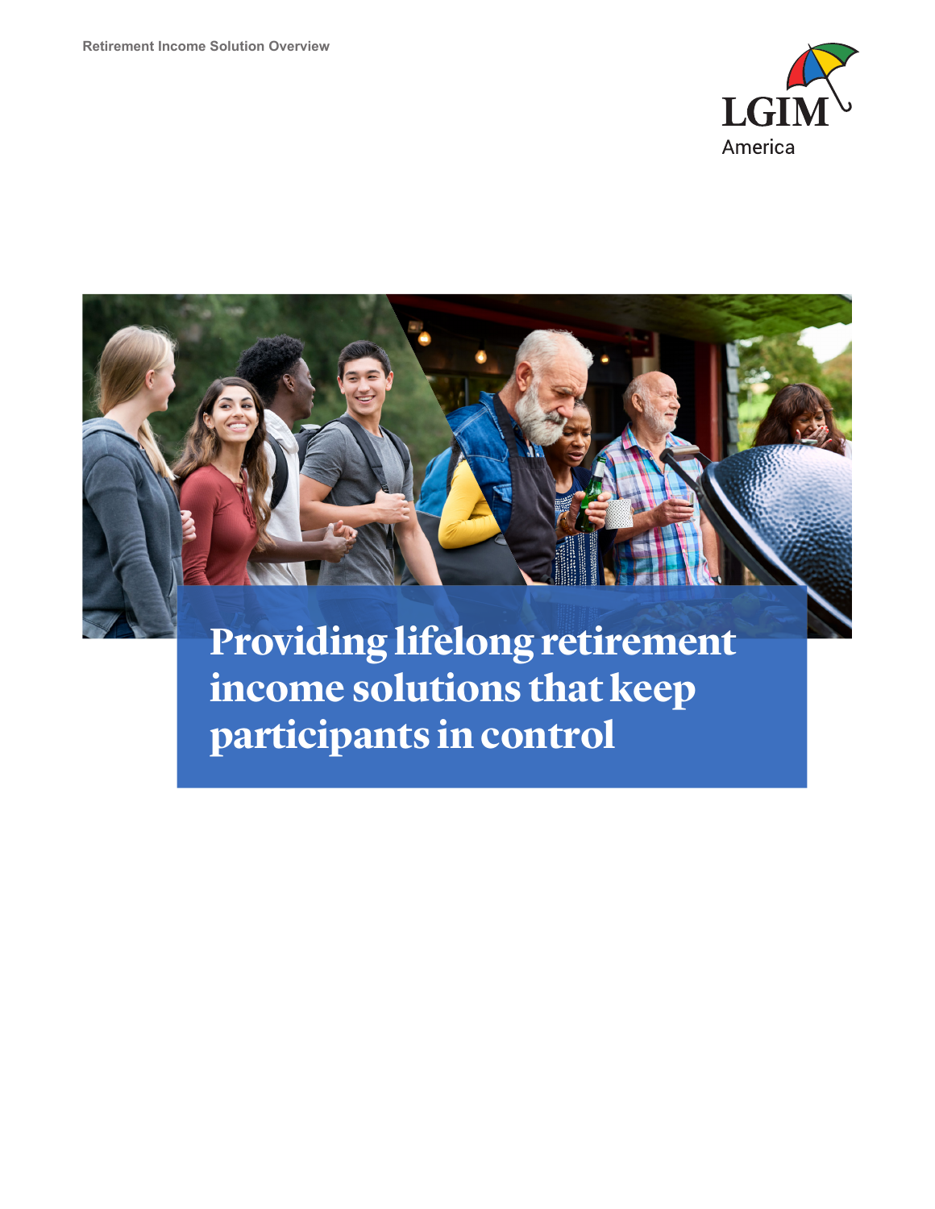Retirement Income Solution Overview

LGIM America

# Providing lifelong retirement income solutions that keep participants in control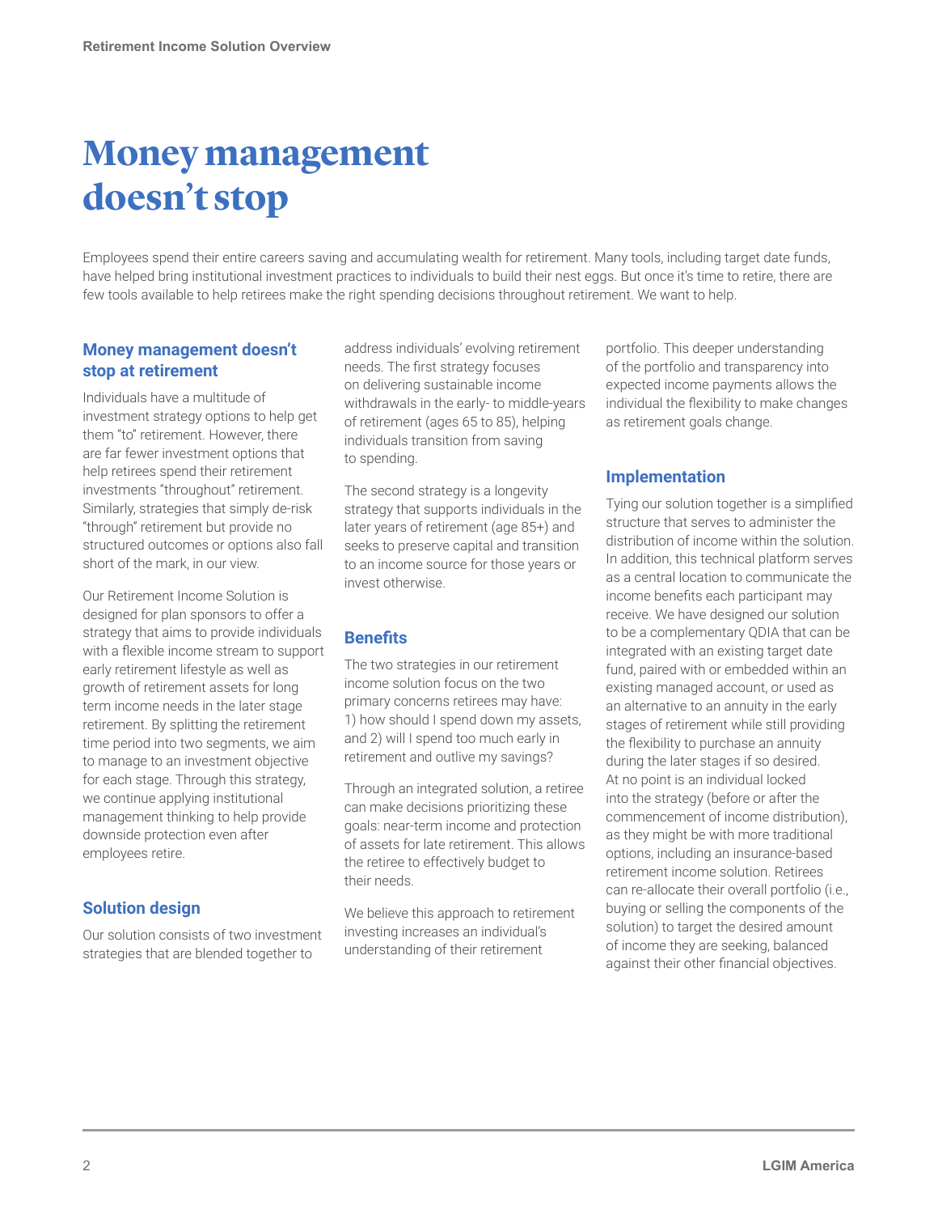# Money management doesn't stop

Employees spend their entire careers saving and accumulating wealth for retirement. Many tools, including target date funds, have helped bring institutional investment practices to individuals to build their nest eggs. But once it's time to retire, there are few tools available to help retirees make the right spending decisions throughout retirement. We want to help.

## Money management doesn't stop at retirement

Individuals have a multitude of investment strategy options to help get them "to" retirement. However, there are far fewer investment options that help retirees spend their retirement investments "throughout" retirement. Similarly, strategies that simply de-risk "through" retirement but provide no structured outcomes or options also fall short of the mark, in our view.

Our Retirement Income Solution is designed for plan sponsors to offer a strategy that aims to provide individuals with a flexible income stream to support early retirement lifestyle as well as growth of retirement assets for long term income needs in the later stage retirement. By splitting the retirement time period into two segments, we aim to manage to an investment objective for each stage. Through this strategy, we continue applying institutional management thinking to help provide downside protection even after employees retire.

## Solution design

Our solution consists of two investment strategies that are blended together to address individuals' evolving retirement needs. The first strategy focuses on delivering sustainable income withdrawals in the early- to middle-years of retirement (ages 65 to 85), helping individuals transition from saving to spending.

The second strategy is a longevity strategy that supports individuals in the later years of retirement (age 85+) and seeks to preserve capital and transition to an income source for those years or invest otherwise.

## Benefits

The two strategies in our retirement income solution focus on the two primary concerns retirees may have: 1) how should I spend down my assets, and 2) will I spend too much early in retirement and outlive my savings?

Through an integrated solution, a retiree can make decisions prioritizing these goals: near-term income and protection of assets for late retirement. This allows the retiree to effectively budget to their needs.

We believe this approach to retirement investing increases an individual's understanding of their retirement portfolio. This deeper understanding of the portfolio and transparency into expected income payments allows the individual the flexibility to make changes as retirement goals change.

## Implementation

Tying our solution together is a simplified structure that serves to administer the distribution of income within the solution. In addition, this technical platform serves as a central location to communicate the income benefits each participant may receive. We have designed our solution to be a complementary QDIA that can be integrated with an existing target date fund, paired with or embedded within an existing managed account, or used as an alternative to an annuity in the early stages of retirement while still providing the flexibility to purchase an annuity during the later stages if so desired. At no point is an individual locked into the strategy (before or after the commencement of income distribution), as they might be with more traditional options, including an insurance-based retirement income solution. Retirees can re-allocate their overall portfolio (i.e., buying or selling the components of the solution) to target the desired amount of income they are seeking, balanced against their other financial objectives.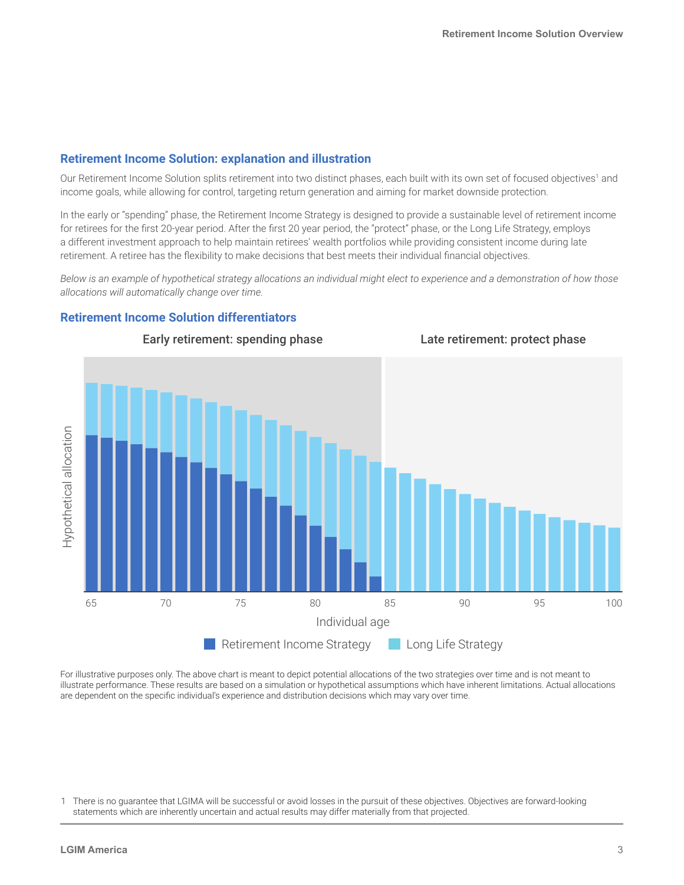## Retirement Income Solution: explanation and illustration

Our Retirement Income Solution splits retirement into two distinct phases, each built with its own set of focused objectives[1] and income goals, while allowing for control, targeting return generation and aiming for market downside protection.

In the early or "spending" phase, the Retirement Income Strategy is designed to provide a sustainable level of retirement income for retirees for the first 20-year period. After the first 20 year period, the "protect" phase, or the Long Life Strategy, employs a different investment approach to help maintain retirees' wealth portfolios while providing consistent income during late retirement. A retiree has the flexibility to make decisions that best meets their individual financial objectives.

*Below is an example of hypothetical strategy allocations an individual might elect to experience and a demonstration of how those allocations will automatically change over time.*

## Retirement Income Solution differentiators

Early retirement: spending phase | Late retirement: protect phase

Hypothetical allocation

65 70 75 80 85 90 95 100

Individual age

Retirement Income Strategy | Long Life Strategy

For illustrative purposes only. The above chart is meant to depict potential allocations of the two strategies over time and is not meant to illustrate performance. These results are based on a simulation or hypothetical assumptions which have inherent limitations. Actual allocations are dependent on the specific individual's experience and distribution decisions which may vary over time.

[1] There is no guarantee that LGIMA will be successful or avoid losses in the pursuit of these objectives. Objectives are forward-looking statements which are inherently uncertain and actual results may differ materially from that projected.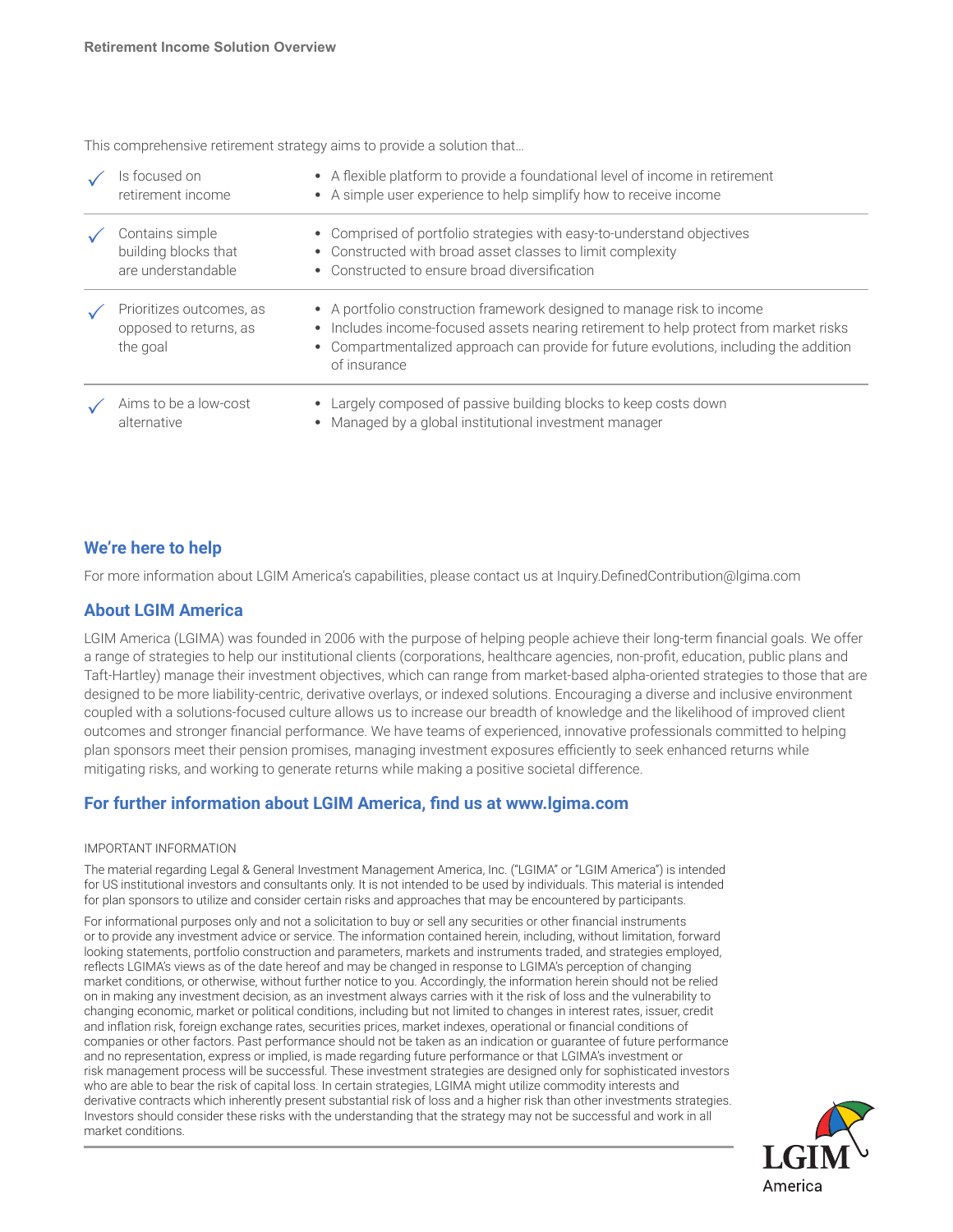This comprehensive retirement strategy aims to provide a solution that…

| | |
|---|---|
| ✓ Is focused on retirement income | • A flexible platform to provide a foundational level of income in retirement<br>• A simple user experience to help simplify how to receive income |
| ✓ Contains simple building blocks that are understandable | • Comprised of portfolio strategies with easy-to-understand objectives<br>• Constructed with broad asset classes to limit complexity<br>• Constructed to ensure broad diversification |
| ✓ Prioritizes outcomes, as opposed to returns, as the goal | • A portfolio construction framework designed to manage risk to income<br>• Includes income-focused assets nearing retirement to help protect from market risks<br>• Compartmentalized approach can provide for future evolutions, including the addition of insurance |
| ✓ Aims to be a low-cost alternative | • Largely composed of passive building blocks to keep costs down<br>• Managed by a global institutional investment manager |

## We're here to help

For more information about LGIM America's capabilities, please contact us at Inquiry.DefinedContribution@lgima.com

## About LGIM America

LGIM America (LGIMA) was founded in 2006 with the purpose of helping people achieve their long-term financial goals. We offer a range of strategies to help our institutional clients (corporations, healthcare agencies, non-profit, education, public plans and Taft-Hartley) manage their investment objectives, which can range from market-based alpha-oriented strategies to those that are designed to be more liability-centric, derivative overlays, or indexed solutions. Encouraging a diverse and inclusive environment coupled with a solutions-focused culture allows us to increase our breadth of knowledge and the likelihood of improved client outcomes and stronger financial performance. We have teams of experienced, innovative professionals committed to helping plan sponsors meet their pension promises, managing investment exposures efficiently to seek enhanced returns while mitigating risks, and working to generate returns while making a positive societal difference.

## For further information about LGIM America, find us at www.lgima.com

IMPORTANT INFORMATION

The material regarding Legal & General Investment Management America, Inc. ("LGIMA" or "LGIM America") is intended for US institutional investors and consultants only. It is not intended to be used by individuals. This material is intended for plan sponsors to utilize and consider certain risks and approaches that may be encountered by participants.

For informational purposes only and not a solicitation to buy or sell any securities or other financial instruments or to provide any investment advice or service. The information contained herein, including, without limitation, forward looking statements, portfolio construction and parameters, markets and instruments traded, and strategies employed, reflects LGIMA's views as of the date hereof and may be changed in response to LGIMA's perception of changing market conditions, or otherwise, without further notice to you. Accordingly, the information herein should not be relied on in making any investment decision, as an investment always carries with it the risk of loss and the vulnerability to changing economic, market or political conditions, including but not limited to changes in interest rates, issuer, credit and inflation risk, foreign exchange rates, securities prices, market indexes, operational or financial conditions of companies or other factors. Past performance should not be taken as an indication or guarantee of future performance and no representation, express or implied, is made regarding future performance or that LGIMA's investment or risk management process will be successful. These investment strategies are designed only for sophisticated investors who are able to bear the risk of capital loss. In certain strategies, LGIMA might utilize commodity interests and derivative contracts which inherently present substantial risk of loss and a higher risk than other investments strategies. Investors should consider these risks with the understanding that the strategy may not be successful and work in all market conditions.

LGIM America